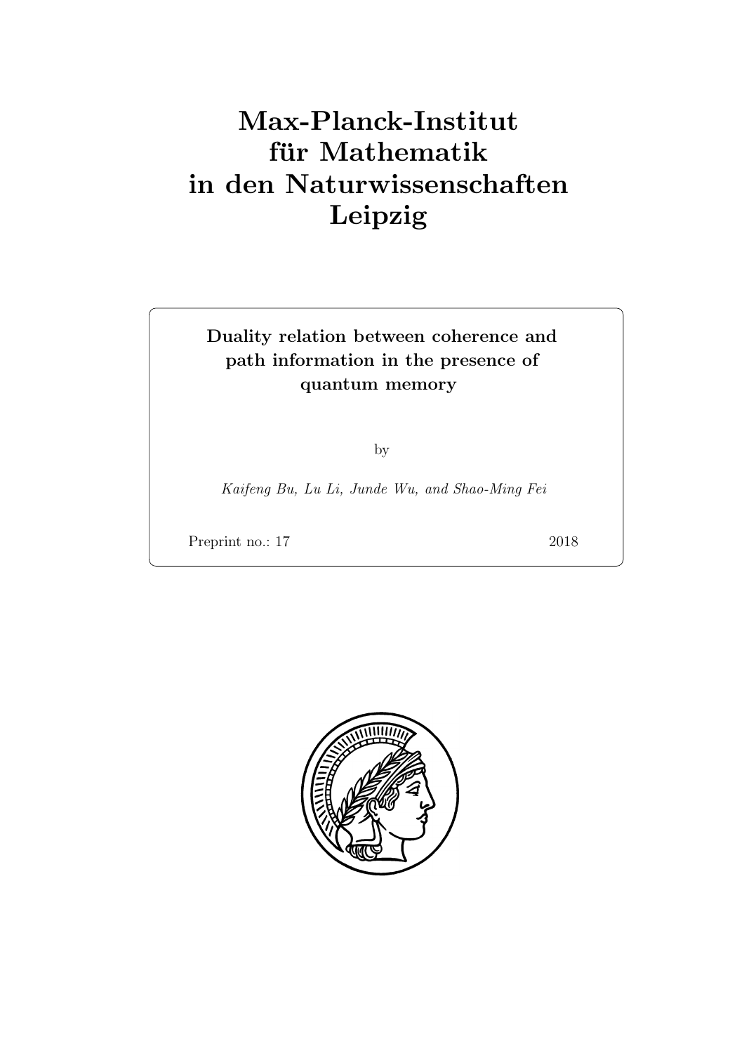# Max-Planck-Institut für Mathematik in den Naturwissenschaften Leipzig

**Duality relation between coherence and path information in the presence of quantum memory**

by

*Kaifeng Bu, Lu Li, Junde Wu, and Shao-Ming Fei*

Preprint no.: 17 2018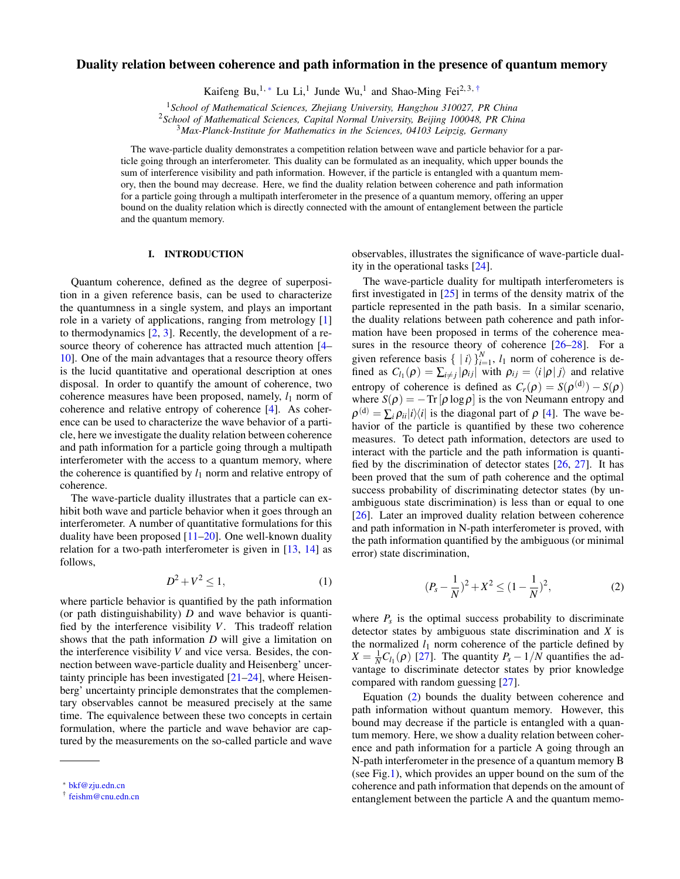# Duality relation between coherence and path information in the presence of quantum memory

Kaifeng Bu,[1,*] Lu Li,[1] Junde Wu,[1] and Shao-Ming Fei[2,3,†]

[1]*School of Mathematical Sciences, Zhejiang University, Hangzhou 310027, PR China*
[2]*School of Mathematical Sciences, Capital Normal University, Beijing 100048, PR China*
[3]*Max-Planck-Institute for Mathematics in the Sciences, 04103 Leipzig, Germany*

The wave-particle duality demonstrates a competition relation between wave and particle behavior for a particle going through an interferometer. This duality can be formulated as an inequality, which upper bounds the sum of interference visibility and path information. However, if the particle is entangled with a quantum memory, then the bound may decrease. Here, we find the duality relation between coherence and path information for a particle going through a multipath interferometer in the presence of a quantum memory, offering an upper bound on the duality relation which is directly connected with the amount of entanglement between the particle and the quantum memory.

## I. INTRODUCTION

Quantum coherence, defined as the degree of superposition in a given reference basis, can be used to characterize the quantumness in a single system, and plays an important role in a variety of applications, ranging from metrology [1] to thermodynamics [2, 3]. Recently, the development of a resource theory of coherence has attracted much attention [4–10]. One of the main advantages that a resource theory offers is the lucid quantitative and operational description at ones disposal. In order to quantify the amount of coherence, two coherence measures have been proposed, namely, $l_1$ norm of coherence and relative entropy of coherence [4]. As coherence can be used to characterize the wave behavior of a particle, here we investigate the duality relation between coherence and path information for a particle going through a multipath interferometer with the access to a quantum memory, where the coherence is quantified by $l_1$ norm and relative entropy of coherence.

The wave-particle duality illustrates that a particle can exhibit both wave and particle behavior when it goes through an interferometer. A number of quantitative formulations for this duality have been proposed [11–20]. One well-known duality relation for a two-path interferometer is given in [13, 14] as follows,

$$D^2 + V^2 \leq 1, \tag{1}$$

where particle behavior is quantified by the path information (or path distinguishability) $D$ and wave behavior is quantified by the interference visibility $V$. This tradeoff relation shows that the path information $D$ will give a limitation on the interference visibility $V$ and vice versa. Besides, the connection between wave-particle duality and Heisenberg' uncertainty principle has been investigated [21–24], where Heisenberg' uncertainty principle demonstrates that the complementary observables cannot be measured precisely at the same time. The equivalence between these two concepts in certain formulation, where the particle and wave behavior are captured by the measurements on the so-called particle and wave observables, illustrates the significance of wave-particle duality in the operational tasks [24].

The wave-particle duality for multipath interferometers is first investigated in [25] in terms of the density matrix of the particle represented in the path basis. In a similar scenario, the duality relations between path coherence and path information have been proposed in terms of the coherence measures in the resource theory of coherence [26–28]. For a given reference basis $\{\,|i\rangle\,\}_{i=1}^{N}$, $l_1$ norm of coherence is defined as $C_{l_1}(\rho) = \sum_{i\neq j}|\rho_{ij}|$ with $\rho_{ij} = \langle i|\rho|j\rangle$ and relative entropy of coherence is defined as $C_r(\rho) = S(\rho^{(\mathrm{d})}) - S(\rho)$ where $S(\rho) = -\mathrm{Tr}\,[\rho\log\rho]$ is the von Neumann entropy and $\rho^{(\mathrm{d})} = \sum_i \rho_{ii}|i\rangle\langle i|$ is the diagonal part of $\rho$ [4]. The wave behavior of the particle is quantified by these two coherence measures. To detect path information, detectors are used to interact with the particle and the path information is quantified by the discrimination of detector states [26, 27]. It has been proved that the sum of path coherence and the optimal success probability of discriminating detector states (by unambiguous state discrimination) is less than or equal to one [26]. Later an improved duality relation between coherence and path information in N-path interferometer is proved, with the path information quantified by the ambiguous (or minimal error) state discrimination,

$$(P_s - \frac{1}{N})^2 + X^2 \leq (1 - \frac{1}{N})^2, \tag{2}$$

where $P_s$ is the optimal success probability to discriminate detector states by ambiguous state discrimination and $X$ is the normalized $l_1$ norm coherence of the particle defined by $X = \frac{1}{N}C_{l_1}(\rho)$ [27]. The quantity $P_s - 1/N$ quantifies the advantage to discriminate detector states by prior knowledge compared with random guessing [27].

Equation (2) bounds the duality between coherence and path information without quantum memory. However, this bound may decrease if the particle is entangled with a quantum memory. Here, we show a duality relation between coherence and path information for a particle A going through an N-path interferometer in the presence of a quantum memory B (see Fig.1), which provides an upper bound on the sum of the coherence and path information that depends on the amount of entanglement between the particle A and the quantum memo-

* bkf@zju.edn.cn
† feishm@cnu.edn.cn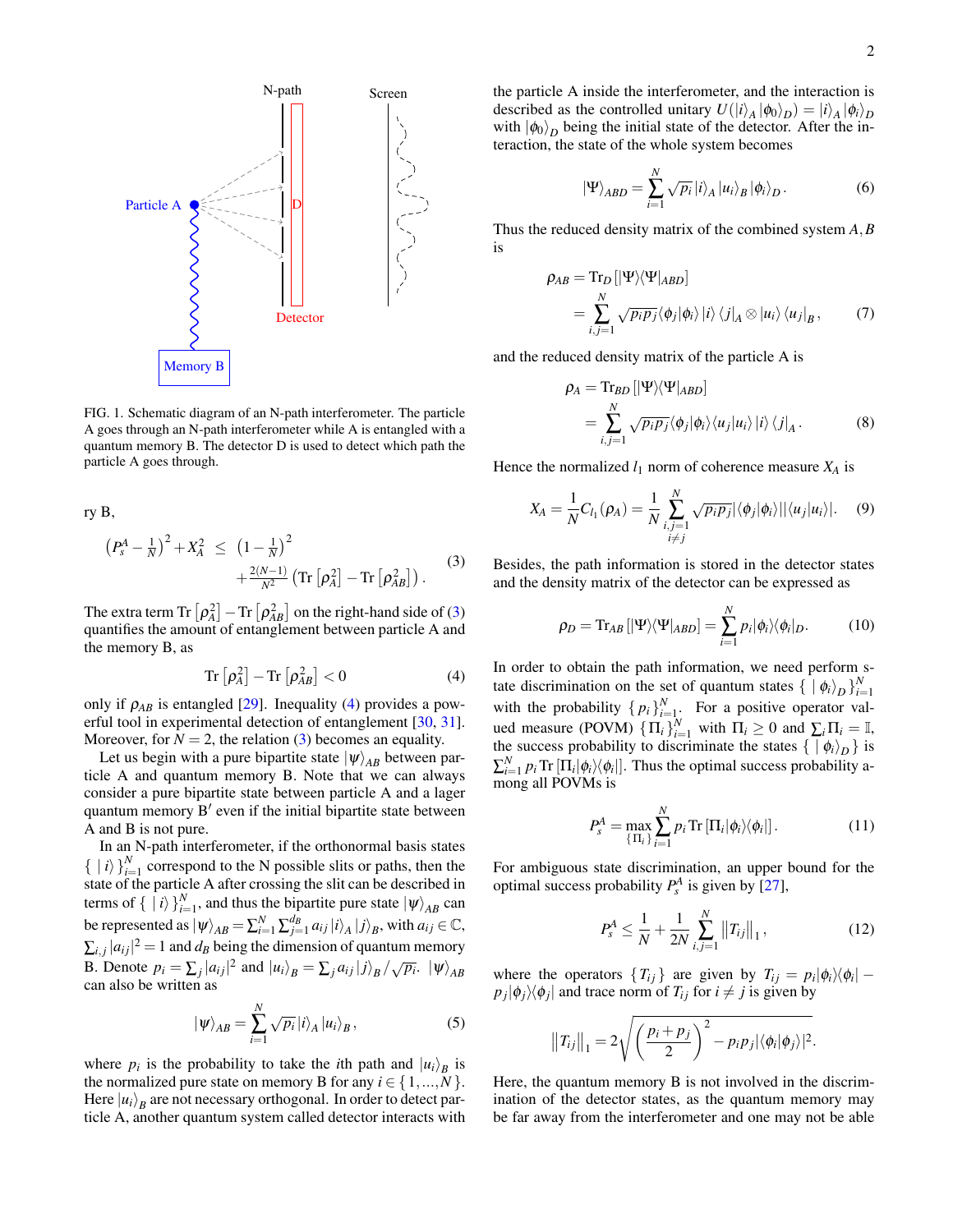FIG. 1. Schematic diagram of an N-path interferometer. The particle A goes through an N-path interferometer while A is entangled with a quantum memory B. The detector D is used to detect which path the particle A goes through.

ry B,

$$
\begin{aligned}
\left(P_s^A - \tfrac{1}{N}\right)^2 + X_A^2 \;\leq\; & \left(1-\tfrac{1}{N}\right)^2 \\
& + \tfrac{2(N-1)}{N^2}\left(\mathrm{Tr}\left[\rho_A^2\right] - \mathrm{Tr}\left[\rho_{AB}^2\right]\right).
\end{aligned}
\tag{3}
$$

The extra term $\mathrm{Tr}\left[\rho_A^2\right] - \mathrm{Tr}\left[\rho_{AB}^2\right]$ on the right-hand side of (3) quantifies the amount of entanglement between particle A and the memory B, as

$$
\mathrm{Tr}\left[\rho_A^2\right] - \mathrm{Tr}\left[\rho_{AB}^2\right] < 0 \tag{4}
$$

only if $\rho_{AB}$ is entangled [29]. Inequality (4) provides a powerful tool in experimental detection of entanglement [30, 31]. Moreover, for $N=2$, the relation (3) becomes an equality.

Let us begin with a pure bipartite state $|\psi\rangle_{AB}$ between particle A and quantum memory B. Note that we can always consider a pure bipartite state between particle A and a lager quantum memory B′ even if the initial bipartite state between A and B is not pure.

In an N-path interferometer, if the orthonormal basis states $\{\,|\,i\rangle\}_{i=1}^N$ correspond to the N possible slits or paths, then the state of the particle A after crossing the slit can be described in terms of $\{\,|\,i\rangle\}_{i=1}^N$, and thus the bipartite pure state $|\psi\rangle_{AB}$ can be represented as $|\psi\rangle_{AB} = \sum_{i=1}^N \sum_{j=1}^{d_B} a_{ij}\,|i\rangle_A\,|j\rangle_B$, with $a_{ij}\in\mathbb{C}$, $\sum_{i,j}|a_{ij}|^2 = 1$ and $d_B$ being the dimension of quantum memory B. Denote $p_i = \sum_j |a_{ij}|^2$ and $|u_i\rangle_B = \sum_j a_{ij}\,|j\rangle_B/\sqrt{p_i}$. $|\psi\rangle_{AB}$ can also be written as

$$
|\psi\rangle_{AB} = \sum_{i=1}^N \sqrt{p_i}\,|i\rangle_A\,|u_i\rangle_B\,, \tag{5}
$$

where $p_i$ is the probability to take the $i$th path and $|u_i\rangle_B$ is the normalized pure state on memory B for any $i\in\{1,\ldots,N\}$. Here $|u_i\rangle_B$ are not necessary orthogonal. In order to detect particle A, another quantum system called detector interacts with the particle A inside the interferometer, and the interaction is described as the controlled unitary $U(|i\rangle_A\,|\phi_0\rangle_D) = |i\rangle_A\,|\phi_i\rangle_D$ with $|\phi_0\rangle_D$ being the initial state of the detector. After the interaction, the state of the whole system becomes

$$
|\Psi\rangle_{ABD} = \sum_{i=1}^N \sqrt{p_i}\,|i\rangle_A\,|u_i\rangle_B\,|\phi_i\rangle_D\,. \tag{6}
$$

Thus the reduced density matrix of the combined system $A,B$ is

$$
\begin{aligned}
\rho_{AB} &= \mathrm{Tr}_D\left[|\Psi\rangle\langle\Psi|_{ABD}\right] \\
&= \sum_{i,j=1}^N \sqrt{p_i p_j}\langle\phi_j|\phi_i\rangle\,|i\rangle\,\langle j|_A \otimes |u_i\rangle\,\langle u_j|_B\,,
\end{aligned}
\tag{7}
$$

and the reduced density matrix of the particle A is

$$
\begin{aligned}
\rho_A &= \mathrm{Tr}_{BD}\left[|\Psi\rangle\langle\Psi|_{ABD}\right] \\
&= \sum_{i,j=1}^N \sqrt{p_i p_j}\langle\phi_j|\phi_i\rangle\langle u_j|u_i\rangle\,|i\rangle\,\langle j|_A\,.
\end{aligned}
\tag{8}
$$

Hence the normalized $l_1$ norm of coherence measure $X_A$ is

$$
X_A = \frac{1}{N}C_{l_1}(\rho_A) = \frac{1}{N}\sum_{\substack{i,j=1\\ i\neq j}}^N \sqrt{p_i p_j}\,|\langle\phi_j|\phi_i\rangle||\langle u_j|u_i\rangle|. \tag{9}
$$

Besides, the path information is stored in the detector states and the density matrix of the detector can be expressed as

$$
\rho_D = \mathrm{Tr}_{AB}\left[|\Psi\rangle\langle\Psi|_{ABD}\right] = \sum_{i=1}^N p_i|\phi_i\rangle\langle\phi_i|_D. \tag{10}
$$

In order to obtain the path information, we need perform state discrimination on the set of quantum states $\{\,|\,\phi_i\rangle_D\}_{i=1}^N$ with the probability $\{\,p_i\,\}_{i=1}^N$. For a positive operator valued measure (POVM) $\{\Pi_i\}_{i=1}^N$ with $\Pi_i\geq 0$ and $\sum_i\Pi_i=\mathbb{I}$, the success probability to discriminate the states $\{\,|\,\phi_i\rangle_D\}$ is $\sum_{i=1}^N p_i\,\mathrm{Tr}\left[\Pi_i|\phi_i\rangle\langle\phi_i|\right]$. Thus the optimal success probability among all POVMs is

$$
P_s^A = \max_{\{\Pi_i\}}\sum_{i=1}^N p_i\,\mathrm{Tr}\left[\Pi_i|\phi_i\rangle\langle\phi_i|\right]. \tag{11}
$$

For ambiguous state discrimination, an upper bound for the optimal success probability $P_s^A$ is given by [27],

$$
P_s^A \leq \frac{1}{N} + \frac{1}{2N}\sum_{i,j=1}^N \left\|T_{ij}\right\|_1, \tag{12}
$$

where the operators $\{T_{ij}\}$ are given by $T_{ij} = p_i|\phi_i\rangle\langle\phi_i| - p_j|\phi_j\rangle\langle\phi_j|$ and trace norm of $T_{ij}$ for $i\neq j$ is given by

$$
\left\|T_{ij}\right\|_1 = 2\sqrt{\left(\frac{p_i+p_j}{2}\right)^2 - p_i p_j|\langle\phi_i|\phi_j\rangle|^2}.
$$

Here, the quantum memory B is not involved in the discrimination of the detector states, as the quantum memory may be far away from the interferometer and one may not be able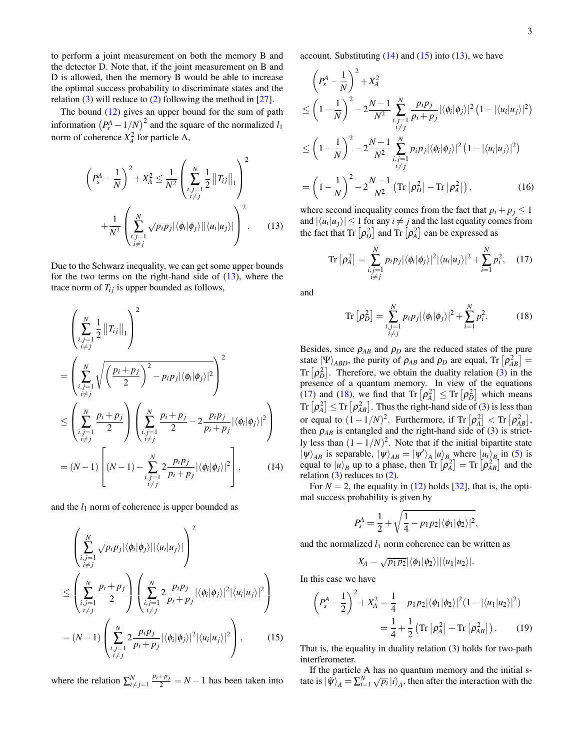to perform a joint measurement on both the memory B and the detector D. Note that, if the joint measurement on B and D is allowed, then the memory B would be able to increase the optimal success probability to discriminate states and the relation (3) will reduce to (2) following the method in [27].

The bound (12) gives an upper bound for the sum of path information $\left(P_s^A - 1/N\right)^2$ and the square of the normalized $l_1$ norm of coherence $X_A^2$ for particle A,

$$\left(P_s^A - \frac{1}{N}\right)^2 + X_A^2 \leq \frac{1}{N^2}\left(\sum_{\substack{i,j=1\\i\neq j}}^{N} \frac{1}{2}\left\|T_{ij}\right\|_1\right)^2 + \frac{1}{N^2}\left(\sum_{\substack{i,j=1\\i\neq j}}^{N} \sqrt{p_i p_j}|\langle\phi_i|\phi_j\rangle||\langle u_i|u_j\rangle|\right)^2. \quad (13)$$

Due to the Schwarz inequality, we can get some upper bounds for the two terms on the right-hand side of (13), where the trace norm of $T_{ij}$ is upper bounded as follows,

$$\begin{aligned}
&\left(\sum_{\substack{i,j=1\\i\neq j}}^{N} \frac{1}{2}\left\|T_{ij}\right\|_1\right)^2 \\
&= \left(\sum_{\substack{i,j=1\\i\neq j}}^{N} \sqrt{\left(\frac{p_i+p_j}{2}\right)^2 - p_i p_j|\langle\phi_i|\phi_j\rangle|^2}\right)^2 \\
&\leq \left(\sum_{\substack{i,j=1\\i\neq j}}^{N} \frac{p_i+p_j}{2}\right)\left(\sum_{\substack{i,j=1\\i\neq j}}^{N} \frac{p_i+p_j}{2} - 2\frac{p_i p_j}{p_i+p_j}|\langle\phi_i|\phi_j\rangle|^2\right) \\
&= (N-1)\left[(N-1) - \sum_{\substack{i,j=1\\i\neq j}}^{N} 2\frac{p_i p_j}{p_i+p_j}|\langle\phi_i|\phi_j\rangle|^2\right], \quad (14)
\end{aligned}$$

and the $l_1$ norm of coherence is upper bounded as

$$\begin{aligned}
&\left(\sum_{\substack{i,j=1\\i\neq j}}^{N} \sqrt{p_i p_j}|\langle\phi_i|\phi_j\rangle||\langle u_i|u_j\rangle|\right)^2 \\
&\leq \left(\sum_{\substack{i,j=1\\i\neq j}}^{N} \frac{p_i+p_j}{2}\right)\left(\sum_{\substack{i,j=1\\i\neq j}}^{N} 2\frac{p_i p_j}{p_i+p_j}|\langle\phi_i|\phi_j\rangle|^2|\langle u_i|u_j\rangle|^2\right) \\
&= (N-1)\left(\sum_{\substack{i,j=1\\i\neq j}}^{N} 2\frac{p_i p_j}{p_i+p_j}|\langle\phi_i|\phi_j\rangle|^2|\langle u_i|u_j\rangle|^2\right), \quad (15)
\end{aligned}$$

where the relation $\sum_{i\neq j=1}^{N} \frac{p_i+p_j}{2} = N-1$ has been taken into account. Substituting (14) and (15) into (13), we have

$$\begin{aligned}
&\left(P_s^A - \frac{1}{N}\right)^2 + X_A^2 \\
&\leq \left(1-\frac{1}{N}\right)^2 - 2\frac{N-1}{N^2}\sum_{\substack{i,j=1\\i\neq j}}^{N} \frac{p_i p_j}{p_i+p_j}|\langle\phi_i|\phi_j\rangle|^2\left(1-|\langle u_i|u_j\rangle|^2\right) \\
&\leq \left(1-\frac{1}{N}\right)^2 - 2\frac{N-1}{N^2}\sum_{\substack{i,j=1\\i\neq j}}^{N} p_i p_j|\langle\phi_i|\phi_j\rangle|^2\left(1-|\langle u_i|u_j\rangle|^2\right) \\
&= \left(1-\frac{1}{N}\right)^2 - 2\frac{N-1}{N^2}\left(\text{Tr}\left[\rho_D^2\right] - \text{Tr}\left[\rho_A^2\right]\right), \quad (16)
\end{aligned}$$

where second inequality comes from the fact that $p_i + p_j \leq 1$ and $|\langle u_i|u_j\rangle| \leq 1$ for any $i \neq j$ and the last equality comes from the fact that $\text{Tr}\left[\rho_D^2\right]$ and $\text{Tr}\left[\rho_A^2\right]$ can be expressed as

$$\text{Tr}\left[\rho_A^2\right] = \sum_{\substack{i,j=1\\i\neq j}}^{N} p_i p_j|\langle\phi_i|\phi_j\rangle|^2|\langle u_i|u_j\rangle|^2 + \sum_{i=1}^{N} p_i^2, \quad (17)$$

and

$$\text{Tr}\left[\rho_D^2\right] = \sum_{\substack{i,j=1\\i\neq j}}^{N} p_i p_j|\langle\phi_i|\phi_j\rangle|^2 + \sum_{i=1}^{N} p_i^2. \quad (18)$$

Besides, since $\rho_{AB}$ and $\rho_D$ are the reduced states of the pure state $|\Psi\rangle_{ABD}$, the purity of $\rho_{AB}$ and $\rho_D$ are equal, $\text{Tr}\left[\rho_{AB}^2\right] = \text{Tr}\left[\rho_D^2\right]$. Therefore, we obtain the duality relation (3) in the presence of a quantum memory. In view of the equations (17) and (18), we find that $\text{Tr}\left[\rho_A^2\right] \leq \text{Tr}\left[\rho_D^2\right]$ which means $\text{Tr}\left[\rho_A^2\right] \leq \text{Tr}\left[\rho_{AB}^2\right]$. Thus the right-hand side of (3) is less than or equal to $(1-1/N)^2$. Furthermore, if $\text{Tr}\left[\rho_A^2\right] < \text{Tr}\left[\rho_{AB}^2\right]$, then $\rho_{AB}$ is entangled and the right-hand side of (3) is strictly less than $(1-1/N)^2$. Note that if the initial bipartite state $|\psi\rangle_{AB}$ is separable, $|\psi\rangle_{AB} = |\psi'\rangle_A |u\rangle_B$ where $|u_i\rangle_B$ in (5) is equal to $|u\rangle_B$ up to a phase, then $\text{Tr}\left[\rho_A^2\right] = \text{Tr}\left[\rho_{AB}^2\right]$ and the relation (3) reduces to (2).

For $N = 2$, the equality in (12) holds [32], that is, the optimal success probability is given by

$$P_s^A = \frac{1}{2} + \sqrt{\frac{1}{4} - p_1 p_2|\langle\phi_1|\phi_2\rangle|^2},$$

and the normalized $l_1$ norm coherence can be written as

$$X_A = \sqrt{p_1 p_2}|\langle\phi_1|\phi_2\rangle||\langle u_1|u_2\rangle|.$$

In this case we have

$$\begin{aligned}
\left(P_s^A - \frac{1}{2}\right)^2 + X_A^2 &= \frac{1}{4} - p_1 p_2|\langle\phi_1|\phi_2\rangle|^2(1-|\langle u_1|u_2\rangle|^2) \\
&= \frac{1}{4} + \frac{1}{2}\left(\text{Tr}\left[\rho_A^2\right] - \text{Tr}\left[\rho_{AB}^2\right]\right). \quad (19)
\end{aligned}$$

That is, the equality in duality relation (3) holds for two-path interferometer.

If the particle A has no quantum memory and the initial state is $|\tilde{\psi}\rangle_A = \sum_{i=1}^{N} \sqrt{p_i}\,|i\rangle_A$, then after the interaction with the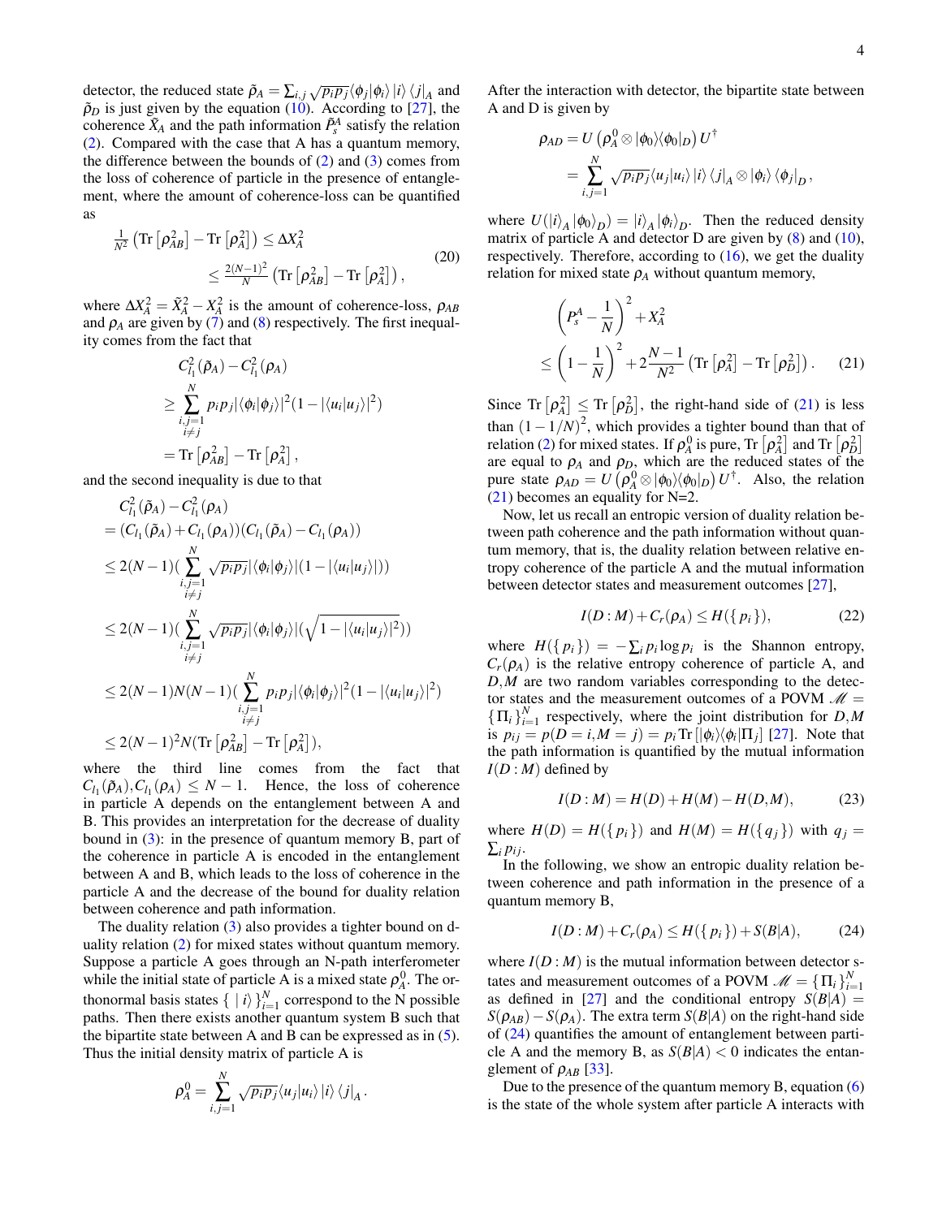detector, the reduced state $\tilde{\rho}_A = \sum_{i,j}\sqrt{p_i p_j}\langle\phi_j|\phi_i\rangle |i\rangle\langle j|_A$ and $\tilde{\rho}_D$ is just given by the equation (10). According to [27], the coherence $\tilde{X}_A$ and the path information $\tilde{P}_s^A$ satisfy the relation (2). Compared with the case that A has a quantum memory, the difference between the bounds of (2) and (3) comes from the loss of coherence of particle in the presence of entanglement, where the amount of coherence-loss can be quantified as

$$
\begin{aligned}
\tfrac{1}{N^2}\left(\mathrm{Tr}\left[\rho_{AB}^2\right] - \mathrm{Tr}\left[\rho_A^2\right]\right) &\le \Delta X_A^2 \\
&\le \tfrac{2(N-1)^2}{N}\left(\mathrm{Tr}\left[\rho_{AB}^2\right] - \mathrm{Tr}\left[\rho_A^2\right]\right),
\end{aligned}
\tag{20}
$$

where $\Delta X_A^2 = \tilde{X}_A^2 - X_A^2$ is the amount of coherence-loss, $\rho_{AB}$ and $\rho_A$ are given by (7) and (8) respectively. The first inequality comes from the fact that

$$
\begin{aligned}
& C_{l_1}^2(\tilde{\rho}_A) - C_{l_1}^2(\rho_A) \\
\ge & \sum_{\substack{i,j=1\\ i\neq j}}^{N} p_i p_j |\langle\phi_i|\phi_j\rangle|^2 (1 - |\langle u_i|u_j\rangle|^2) \\
= & \mathrm{Tr}\left[\rho_{AB}^2\right] - \mathrm{Tr}\left[\rho_A^2\right],
\end{aligned}
$$

and the second inequality is due to that

$$
\begin{aligned}
& C_{l_1}^2(\tilde{\rho}_A) - C_{l_1}^2(\rho_A) \\
= & (C_{l_1}(\tilde{\rho}_A) + C_{l_1}(\rho_A))(C_{l_1}(\tilde{\rho}_A) - C_{l_1}(\rho_A)) \\
\le & 2(N-1)\Big(\sum_{\substack{i,j=1\\ i\neq j}}^{N} \sqrt{p_i p_j}|\langle\phi_i|\phi_j\rangle|(1 - |\langle u_i|u_j\rangle|)\Big) \\
\le & 2(N-1)\Big(\sum_{\substack{i,j=1\\ i\neq j}}^{N} \sqrt{p_i p_j}|\langle\phi_i|\phi_j\rangle|(\sqrt{1 - |\langle u_i|u_j\rangle|^2})\Big) \\
\le & 2(N-1)N(N-1)\Big(\sum_{\substack{i,j=1\\ i\neq j}}^{N} p_i p_j |\langle\phi_i|\phi_j\rangle|^2 (1 - |\langle u_i|u_j\rangle|^2)\Big) \\
\le & 2(N-1)^2 N(\mathrm{Tr}\left[\rho_{AB}^2\right] - \mathrm{Tr}\left[\rho_A^2\right]),
\end{aligned}
$$

where the third line comes from the fact that $C_{l_1}(\tilde{\rho}_A), C_{l_1}(\rho_A) \le N-1$. Hence, the loss of coherence in particle A depends on the entanglement between A and B. This provides an interpretation for the decrease of duality bound in (3): in the presence of quantum memory B, part of the coherence in particle A is encoded in the entanglement between A and B, which leads to the loss of coherence in the particle A and the decrease of the bound for duality relation between coherence and path information.

The duality relation (3) also provides a tighter bound on duality relation (2) for mixed states without quantum memory. Suppose a particle A goes through an N-path interferometer while the initial state of particle A is a mixed state $\rho_A^0$. The orthonormal basis states $\{\,|i\rangle\,\}_{i=1}^N$ correspond to the N possible paths. Then there exists another quantum system B such that the bipartite state between A and B can be expressed as in (5). Thus the initial density matrix of particle A is

$$
\rho_A^0 = \sum_{i,j=1}^{N} \sqrt{p_i p_j}\langle u_j|u_i\rangle |i\rangle\langle j|_A.
$$

After the interaction with detector, the bipartite state between A and D is given by

$$
\begin{aligned}
\rho_{AD} &= U\left(\rho_A^0 \otimes |\phi_0\rangle\langle\phi_0|_D\right)U^\dagger \\
&= \sum_{i,j=1}^{N} \sqrt{p_i p_j}\langle u_j|u_i\rangle |i\rangle\langle j|_A \otimes |\phi_i\rangle\langle\phi_j|_D,
\end{aligned}
$$

where $U(|i\rangle_A|\phi_0\rangle_D) = |i\rangle_A|\phi_i\rangle_D$. Then the reduced density matrix of particle A and detector D are given by (8) and (10), respectively. Therefore, according to (16), we get the duality relation for mixed state $\rho_A$ without quantum memory,

$$
\begin{aligned}
& \left(P_s^A - \frac{1}{N}\right)^2 + X_A^2 \\
\le & \left(1 - \frac{1}{N}\right)^2 + 2\frac{N-1}{N^2}\left(\mathrm{Tr}\left[\rho_A^2\right] - \mathrm{Tr}\left[\rho_D^2\right]\right).
\end{aligned}
\tag{21}
$$

Since $\mathrm{Tr}\left[\rho_A^2\right] \le \mathrm{Tr}\left[\rho_D^2\right]$, the right-hand side of (21) is less than $(1-1/N)^2$, which provides a tighter bound than that of relation (2) for mixed states. If $\rho_A^0$ is pure, $\mathrm{Tr}\left[\rho_A^2\right]$ and $\mathrm{Tr}\left[\rho_D^2\right]$ are equal to $\rho_A$ and $\rho_D$, which are the reduced states of the pure state $\rho_{AD} = U\left(\rho_A^0 \otimes |\phi_0\rangle\langle\phi_0|_D\right)U^\dagger$. Also, the relation (21) becomes an equality for N=2.

Now, let us recall an entropic version of duality relation between path coherence and the path information without quantum memory, that is, the duality relation between relative entropy coherence of the particle A and the mutual information between detector states and measurement outcomes [27],

$$
I(D:M) + C_r(\rho_A) \le H(\{p_i\}), \tag{22}
$$

where $H(\{p_i\}) = -\sum_i p_i \log p_i$ is the Shannon entropy, $C_r(\rho_A)$ is the relative entropy coherence of particle A, and $D,M$ are two random variables corresponding to the detector states and the measurement outcomes of a POVM $\mathscr{M} = \{\Pi_i\}_{i=1}^N$ respectively, where the joint distribution for $D,M$ is $p_{ij} = p(D=i, M=j) = p_i \mathrm{Tr}\left[|\phi_i\rangle\langle\phi_i|\Pi_j\right]$ [27]. Note that the path information is quantified by the mutual information $I(D:M)$ defined by

$$
I(D:M) = H(D) + H(M) - H(D,M), \tag{23}
$$

where $H(D) = H(\{p_i\})$ and $H(M) = H(\{q_j\})$ with $q_j = \sum_i p_{ij}$.

In the following, we show an entropic duality relation between coherence and path information in the presence of a quantum memory B,

$$
I(D:M) + C_r(\rho_A) \le H(\{p_i\}) + S(B|A), \tag{24}
$$

where $I(D:M)$ is the mutual information between detector states and measurement outcomes of a POVM $\mathscr{M} = \{\Pi_i\}_{i=1}^N$ as defined in [27] and the conditional entropy $S(B|A) = S(\rho_{AB}) - S(\rho_A)$. The extra term $S(B|A)$ on the right-hand side of (24) quantifies the amount of entanglement between particle A and the memory B, as $S(B|A) < 0$ indicates the entanglement of $\rho_{AB}$ [33].

Due to the presence of the quantum memory B, equation (6) is the state of the whole system after particle A interacts with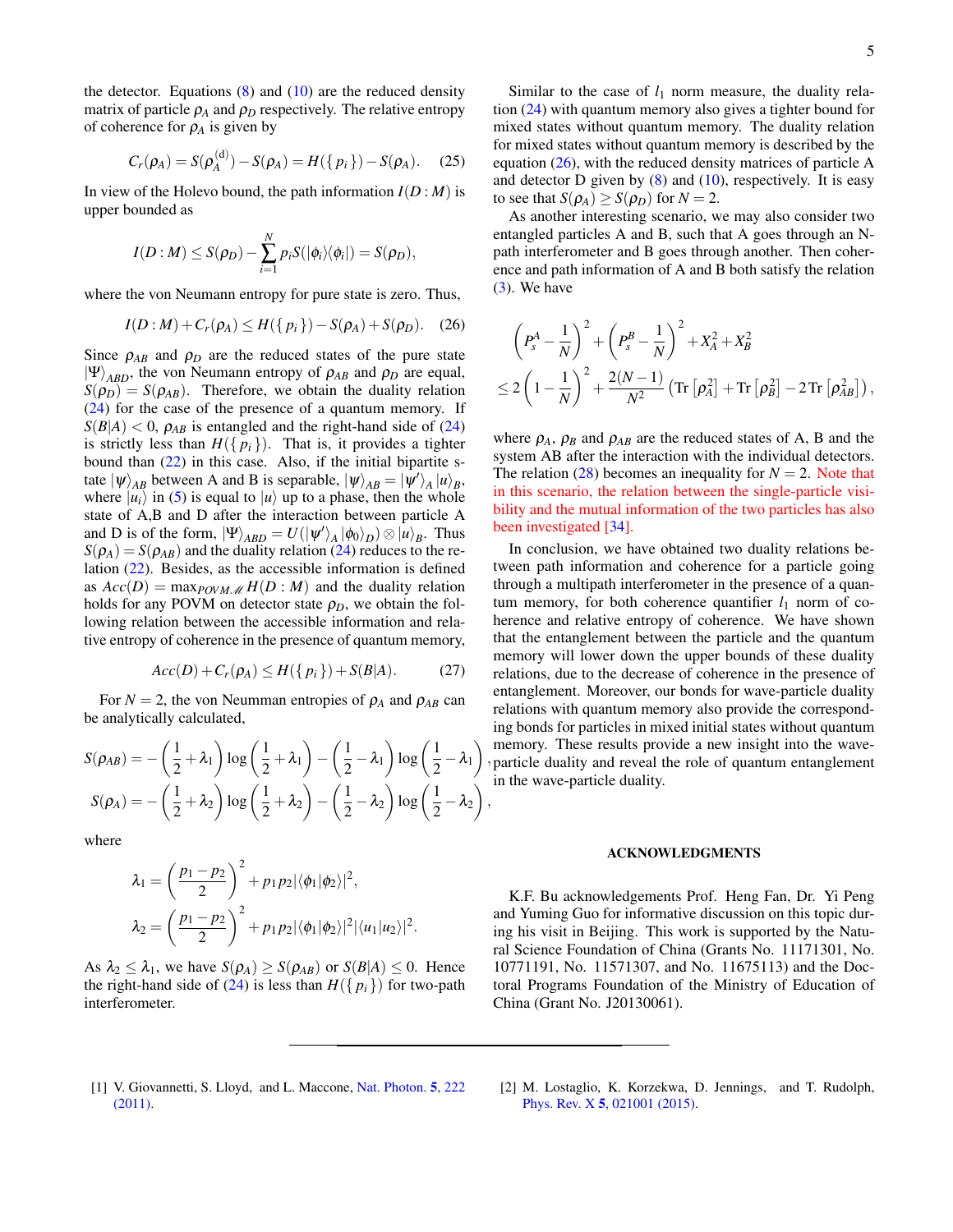the detector. Equations (8) and (10) are the reduced density matrix of particle $\rho_A$ and $\rho_D$ respectively. The relative entropy of coherence for $\rho_A$ is given by

$$C_r(\rho_A) = S(\rho_A^{(\mathrm{d})}) - S(\rho_A) = H(\{p_i\}) - S(\rho_A). \quad (25)$$

In view of the Holevo bound, the path information $I(D:M)$ is upper bounded as

$$I(D:M) \leq S(\rho_D) - \sum_{i=1}^{N} p_i S(|\phi_i\rangle\langle\phi_i|) = S(\rho_D),$$

where the von Neumann entropy for pure state is zero. Thus,

$$I(D:M) + C_r(\rho_A) \leq H(\{p_i\}) - S(\rho_A) + S(\rho_D). \quad (26)$$

Since $\rho_{AB}$ and $\rho_D$ are the reduced states of the pure state $|\Psi\rangle_{ABD}$, the von Neumann entropy of $\rho_{AB}$ and $\rho_D$ are equal, $S(\rho_D) = S(\rho_{AB})$. Therefore, we obtain the duality relation (24) for the case of the presence of a quantum memory. If $S(B|A) < 0$, $\rho_{AB}$ is entangled and the right-hand side of (24) is strictly less than $H(\{p_i\})$. That is, it provides a tighter bound than (22) in this case. Also, if the initial bipartite state $|\psi\rangle_{AB}$ between A and B is separable, $|\psi\rangle_{AB} = |\psi'\rangle_A |u\rangle_B$, where $|u_i\rangle$ in (5) is equal to $|u\rangle$ up to a phase, then the whole state of A,B and D after the interaction between particle A and D is of the form, $|\Psi\rangle_{ABD} = U(|\psi'\rangle_A |\phi_0\rangle_D) \otimes |u\rangle_B$. Thus $S(\rho_A) = S(\rho_{AB})$ and the duality relation (24) reduces to the relation (22). Besides, as the accessible information is defined as $Acc(D) = \max_{POVM\,\mathscr{M}} H(D:M)$ and the duality relation holds for any POVM on detector state $\rho_D$, we obtain the following relation between the accessible information and relative entropy of coherence in the presence of quantum memory,

$$Acc(D) + C_r(\rho_A) \leq H(\{p_i\}) + S(B|A). \quad (27)$$

For $N = 2$, the von Neumman entropies of $\rho_A$ and $\rho_{AB}$ can be analytically calculated,

$$S(\rho_{AB}) = -\left(\frac{1}{2} + \lambda_1\right)\log\left(\frac{1}{2} + \lambda_1\right) - \left(\frac{1}{2} - \lambda_1\right)\log\left(\frac{1}{2} - \lambda_1\right),$$
$$S(\rho_A) = -\left(\frac{1}{2} + \lambda_2\right)\log\left(\frac{1}{2} + \lambda_2\right) - \left(\frac{1}{2} - \lambda_2\right)\log\left(\frac{1}{2} - \lambda_2\right),$$

where

$$\lambda_1 = \left(\frac{p_1 - p_2}{2}\right)^2 + p_1 p_2 |\langle\phi_1|\phi_2\rangle|^2,$$
$$\lambda_2 = \left(\frac{p_1 - p_2}{2}\right)^2 + p_1 p_2 |\langle\phi_1|\phi_2\rangle|^2 |\langle u_1|u_2\rangle|^2.$$

As $\lambda_2 \leq \lambda_1$, we have $S(\rho_A) \geq S(\rho_{AB})$ or $S(B|A) \leq 0$. Hence the right-hand side of (24) is less than $H(\{p_i\})$ for two-path interferometer.

Similar to the case of $l_1$ norm measure, the duality relation (24) with quantum memory also gives a tighter bound for mixed states without quantum memory. The duality relation for mixed states without quantum memory is described by the equation (26), with the reduced density matrices of particle A and detector D given by (8) and (10), respectively. It is easy to see that $S(\rho_A) \geq S(\rho_D)$ for $N = 2$.

As another interesting scenario, we may also consider two entangled particles A and B, such that A goes through an N-path interferometer and B goes through another. Then coherence and path information of A and B both satisfy the relation (3). We have

$$\left(P_s^A - \frac{1}{N}\right)^2 + \left(P_s^B - \frac{1}{N}\right)^2 + X_A^2 + X_B^2$$
$$\leq 2\left(1 - \frac{1}{N}\right)^2 + \frac{2(N-1)}{N^2}\left(\mathrm{Tr}\left[\rho_A^2\right] + \mathrm{Tr}\left[\rho_B^2\right] - 2\,\mathrm{Tr}\left[\rho_{AB}^2\right]\right),$$

where $\rho_A$, $\rho_B$ and $\rho_{AB}$ are the reduced states of A, B and the system AB after the interaction with the individual detectors. The relation (28) becomes an inequality for $N = 2$. Note that in this scenario, the relation between the single-particle visibility and the mutual information of the two particles has also been investigated [34].

In conclusion, we have obtained two duality relations between path information and coherence for a particle going through a multipath interferometer in the presence of a quantum memory, for both coherence quantifier $l_1$ norm of coherence and relative entropy of coherence. We have shown that the entanglement between the particle and the quantum memory will lower down the upper bounds of these duality relations, due to the decrease of coherence in the presence of entanglement. Moreover, our bonds for wave-particle duality relations with quantum memory also provide the corresponding bonds for particles in mixed initial states without quantum memory. These results provide a new insight into the wave-particle duality and reveal the role of quantum entanglement in the wave-particle duality.

## ACKNOWLEDGMENTS

K.F. Bu acknowledgements Prof. Heng Fan, Dr. Yi Peng and Yuming Guo for informative discussion on this topic during his visit in Beijing. This work is supported by the Natural Science Foundation of China (Grants No. 11171301, No. 10771191, No. 11571307, and No. 11675113) and the Doctoral Programs Foundation of the Ministry of Education of China (Grant No. J20130061).

---

[1] V. Giovannetti, S. Lloyd, and L. Maccone, Nat. Photon. **5**, 222 (2011).

[2] M. Lostaglio, K. Korzekwa, D. Jennings, and T. Rudolph, Phys. Rev. X **5**, 021001 (2015).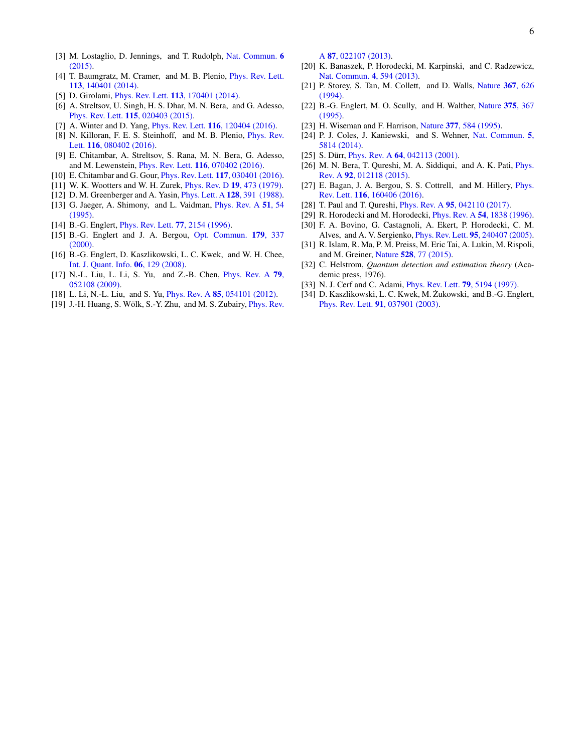[3] M. Lostaglio, D. Jennings, and T. Rudolph, Nat. Commun. **6** (2015).

[4] T. Baumgratz, M. Cramer, and M. B. Plenio, Phys. Rev. Lett. **113**, 140401 (2014).

[5] D. Girolami, Phys. Rev. Lett. **113**, 170401 (2014).

[6] A. Streltsov, U. Singh, H. S. Dhar, M. N. Bera, and G. Adesso, Phys. Rev. Lett. **115**, 020403 (2015).

[7] A. Winter and D. Yang, Phys. Rev. Lett. **116**, 120404 (2016).

[8] N. Killoran, F. E. S. Steinhoff, and M. B. Plenio, Phys. Rev. Lett. **116**, 080402 (2016).

[9] E. Chitambar, A. Streltsov, S. Rana, M. N. Bera, G. Adesso, and M. Lewenstein, Phys. Rev. Lett. **116**, 070402 (2016).

[10] E. Chitambar and G. Gour, Phys. Rev. Lett. **117**, 030401 (2016).

[11] W. K. Wootters and W. H. Zurek, Phys. Rev. D **19**, 473 (1979).

[12] D. M. Greenberger and A. Yasin, Phys. Lett. A **128**, 391 (1988).

[13] G. Jaeger, A. Shimony, and L. Vaidman, Phys. Rev. A **51**, 54 (1995).

[14] B.-G. Englert, Phys. Rev. Lett. **77**, 2154 (1996).

[15] B.-G. Englert and J. A. Bergou, Opt. Commun. **179**, 337 (2000).

[16] B.-G. Englert, D. Kaszlikowski, L. C. Kwek, and W. H. Chee, Int. J. Quant. Info. **06**, 129 (2008).

[17] N.-L. Liu, L. Li, S. Yu, and Z.-B. Chen, Phys. Rev. A **79**, 052108 (2009).

[18] L. Li, N.-L. Liu, and S. Yu, Phys. Rev. A **85**, 054101 (2012).

[19] J.-H. Huang, S. Wölk, S.-Y. Zhu, and M. S. Zubairy, Phys. Rev. A **87**, 022107 (2013).

[20] K. Banaszek, P. Horodecki, M. Karpinski, and C. Radzewicz, Nat. Commun. **4**, 594 (2013).

[21] P. Storey, S. Tan, M. Collett, and D. Walls, Nature **367**, 626 (1994).

[22] B.-G. Englert, M. O. Scully, and H. Walther, Nature **375**, 367 (1995).

[23] H. Wiseman and F. Harrison, Nature **377**, 584 (1995).

[24] P. J. Coles, J. Kaniewski, and S. Wehner, Nat. Commun. **5**, 5814 (2014).

[25] S. Dürr, Phys. Rev. A **64**, 042113 (2001).

[26] M. N. Bera, T. Qureshi, M. A. Siddiqui, and A. K. Pati, Phys. Rev. A **92**, 012118 (2015).

[27] E. Bagan, J. A. Bergou, S. S. Cottrell, and M. Hillery, Phys. Rev. Lett. **116**, 160406 (2016).

[28] T. Paul and T. Qureshi, Phys. Rev. A **95**, 042110 (2017).

[29] R. Horodecki and M. Horodecki, Phys. Rev. A **54**, 1838 (1996).

[30] F. A. Bovino, G. Castagnoli, A. Ekert, P. Horodecki, C. M. Alves, and A. V. Sergienko, Phys. Rev. Lett. **95**, 240407 (2005).

[31] R. Islam, R. Ma, P. M. Preiss, M. Eric Tai, A. Lukin, M. Rispoli, and M. Greiner, Nature **528**, 77 (2015).

[32] C. Helstrom, *Quantum detection and estimation theory* (Academic press, 1976).

[33] N. J. Cerf and C. Adami, Phys. Rev. Lett. **79**, 5194 (1997).

[34] D. Kaszlikowski, L. C. Kwek, M. Żukowski, and B.-G. Englert, Phys. Rev. Lett. **91**, 037901 (2003).